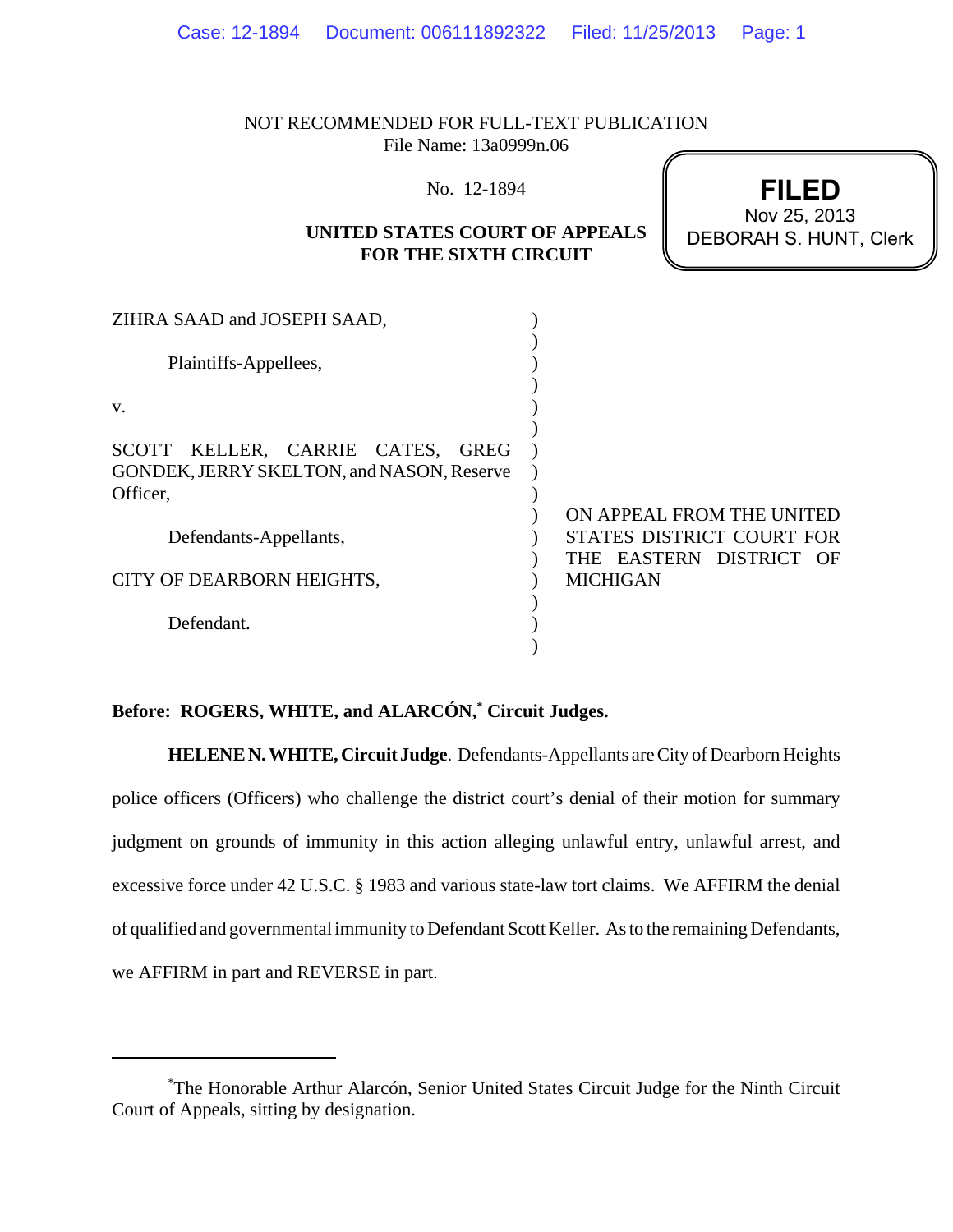NOT RECOMMENDED FOR FULL-TEXT PUBLICATION
File Name: 13a0999n.06

No. 12-1894

**UNITED STATES COURT OF APPEALS**
**FOR THE SIXTH CIRCUIT**

**FILED**
Nov 25, 2013
DEBORAH S. HUNT, Clerk

ZIHRA SAAD and JOSEPH SAAD,

Plaintiffs-Appellees,

v.

SCOTT KELLER, CARRIE CATES, GREG GONDEK, JERRY SKELTON, and NASON, Reserve Officer,

Defendants-Appellants,

CITY OF DEARBORN HEIGHTS,

Defendant.

ON APPEAL FROM THE UNITED STATES DISTRICT COURT FOR THE EASTERN DISTRICT OF MICHIGAN

**Before: ROGERS, WHITE, and ALARCÓN,[*] Circuit Judges.**

**HELENE N. WHITE, Circuit Judge**. Defendants-Appellants are City of Dearborn Heights police officers (Officers) who challenge the district court's denial of their motion for summary judgment on grounds of immunity in this action alleging unlawful entry, unlawful arrest, and excessive force under 42 U.S.C. § 1983 and various state-law tort claims. We AFFIRM the denial of qualified and governmental immunity to Defendant Scott Keller. As to the remaining Defendants, we AFFIRM in part and REVERSE in part.

---

[*]The Honorable Arthur Alarcón, Senior United States Circuit Judge for the Ninth Circuit Court of Appeals, sitting by designation.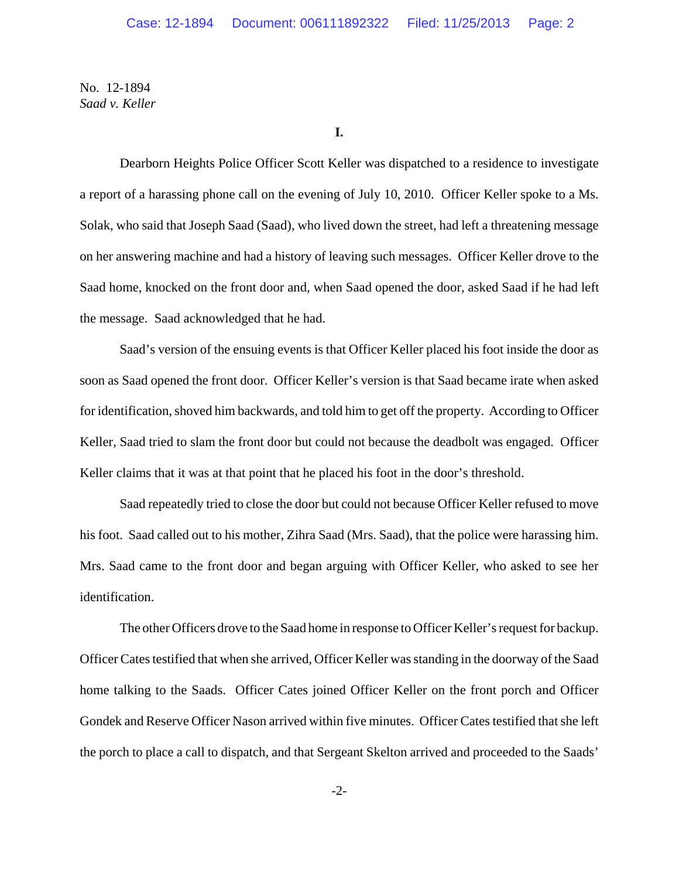No. 12-1894
*Saad v. Keller*

**I.**

Dearborn Heights Police Officer Scott Keller was dispatched to a residence to investigate a report of a harassing phone call on the evening of July 10, 2010. Officer Keller spoke to a Ms. Solak, who said that Joseph Saad (Saad), who lived down the street, had left a threatening message on her answering machine and had a history of leaving such messages. Officer Keller drove to the Saad home, knocked on the front door and, when Saad opened the door, asked Saad if he had left the message. Saad acknowledged that he had.

Saad's version of the ensuing events is that Officer Keller placed his foot inside the door as soon as Saad opened the front door. Officer Keller's version is that Saad became irate when asked for identification, shoved him backwards, and told him to get off the property. According to Officer Keller, Saad tried to slam the front door but could not because the deadbolt was engaged. Officer Keller claims that it was at that point that he placed his foot in the door's threshold.

Saad repeatedly tried to close the door but could not because Officer Keller refused to move his foot. Saad called out to his mother, Zihra Saad (Mrs. Saad), that the police were harassing him. Mrs. Saad came to the front door and began arguing with Officer Keller, who asked to see her identification.

The other Officers drove to the Saad home in response to Officer Keller's request for backup. Officer Cates testified that when she arrived, Officer Keller was standing in the doorway of the Saad home talking to the Saads. Officer Cates joined Officer Keller on the front porch and Officer Gondek and Reserve Officer Nason arrived within five minutes. Officer Cates testified that she left the porch to place a call to dispatch, and that Sergeant Skelton arrived and proceeded to the Saads'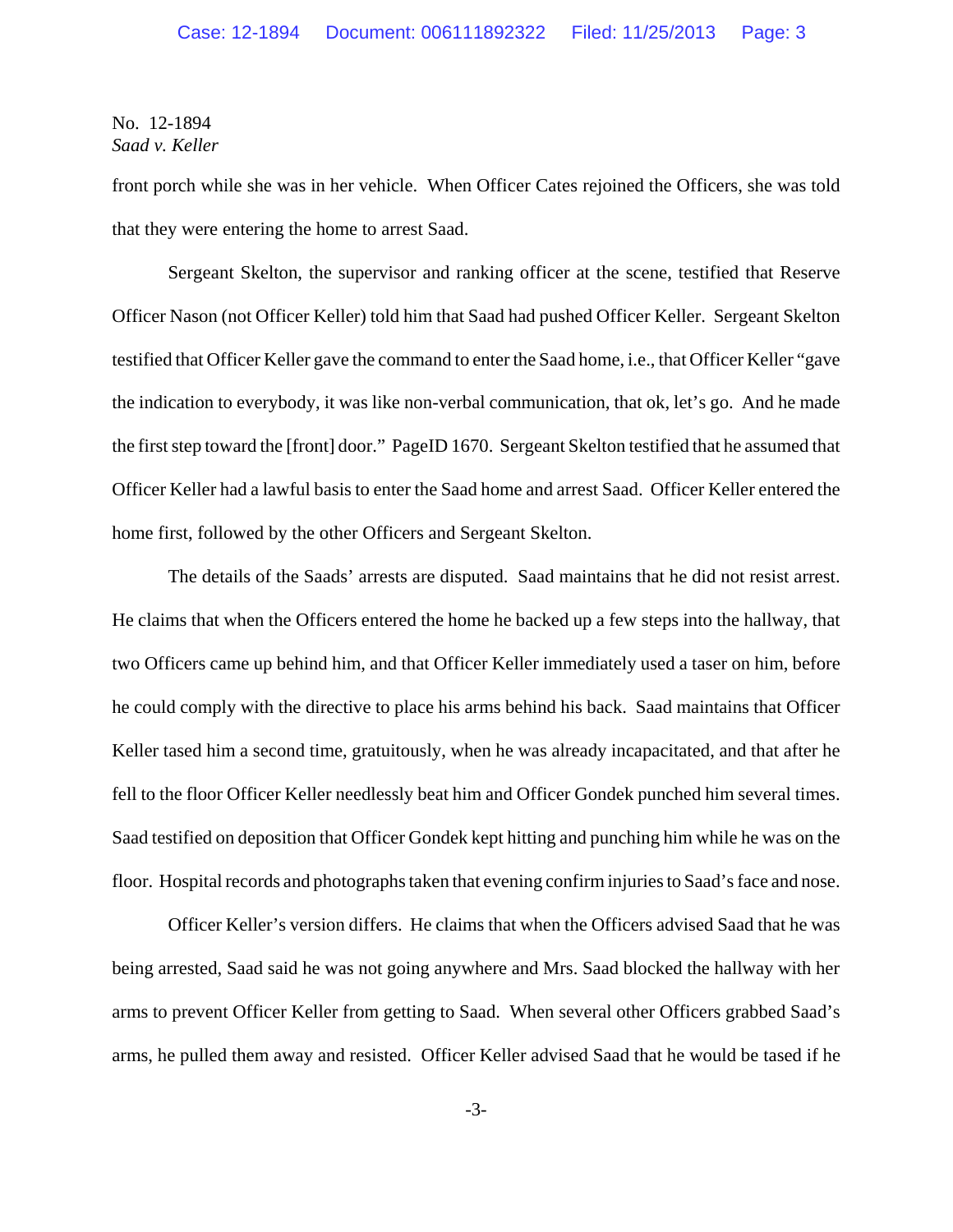front porch while she was in her vehicle. When Officer Cates rejoined the Officers, she was told that they were entering the home to arrest Saad.

Sergeant Skelton, the supervisor and ranking officer at the scene, testified that Reserve Officer Nason (not Officer Keller) told him that Saad had pushed Officer Keller. Sergeant Skelton testified that Officer Keller gave the command to enter the Saad home, i.e., that Officer Keller "gave the indication to everybody, it was like non-verbal communication, that ok, let's go. And he made the first step toward the [front] door." PageID 1670. Sergeant Skelton testified that he assumed that Officer Keller had a lawful basis to enter the Saad home and arrest Saad. Officer Keller entered the home first, followed by the other Officers and Sergeant Skelton.

The details of the Saads' arrests are disputed. Saad maintains that he did not resist arrest. He claims that when the Officers entered the home he backed up a few steps into the hallway, that two Officers came up behind him, and that Officer Keller immediately used a taser on him, before he could comply with the directive to place his arms behind his back. Saad maintains that Officer Keller tased him a second time, gratuitously, when he was already incapacitated, and that after he fell to the floor Officer Keller needlessly beat him and Officer Gondek punched him several times. Saad testified on deposition that Officer Gondek kept hitting and punching him while he was on the floor. Hospital records and photographs taken that evening confirm injuries to Saad's face and nose.

Officer Keller's version differs. He claims that when the Officers advised Saad that he was being arrested, Saad said he was not going anywhere and Mrs. Saad blocked the hallway with her arms to prevent Officer Keller from getting to Saad. When several other Officers grabbed Saad's arms, he pulled them away and resisted. Officer Keller advised Saad that he would be tased if he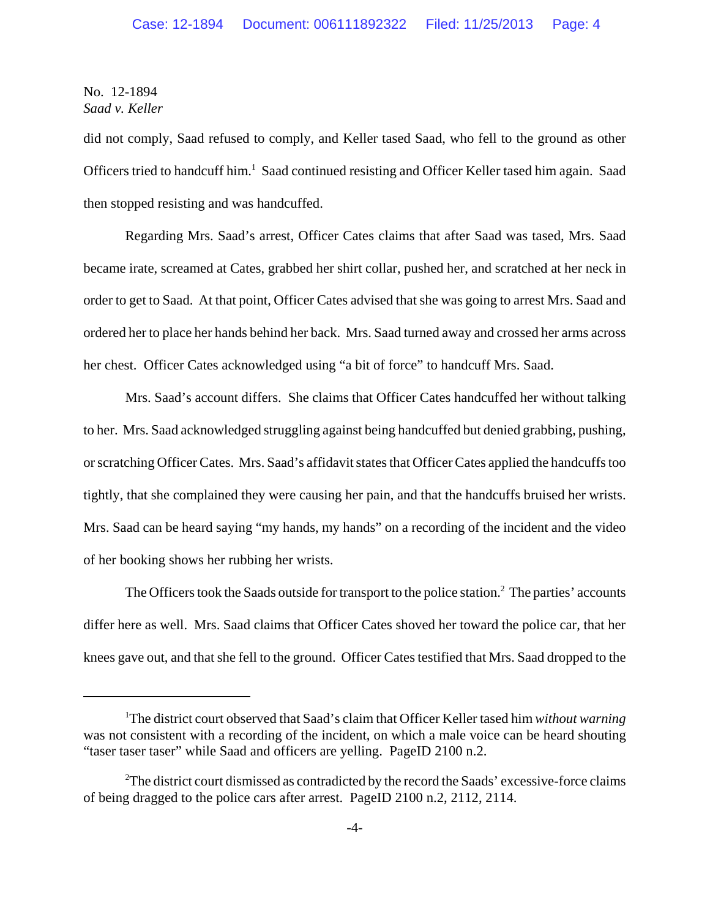did not comply, Saad refused to comply, and Keller tased Saad, who fell to the ground as other Officers tried to handcuff him.[1] Saad continued resisting and Officer Keller tased him again. Saad then stopped resisting and was handcuffed.

Regarding Mrs. Saad's arrest, Officer Cates claims that after Saad was tased, Mrs. Saad became irate, screamed at Cates, grabbed her shirt collar, pushed her, and scratched at her neck in order to get to Saad. At that point, Officer Cates advised that she was going to arrest Mrs. Saad and ordered her to place her hands behind her back. Mrs. Saad turned away and crossed her arms across her chest. Officer Cates acknowledged using "a bit of force" to handcuff Mrs. Saad.

Mrs. Saad's account differs. She claims that Officer Cates handcuffed her without talking to her. Mrs. Saad acknowledged struggling against being handcuffed but denied grabbing, pushing, or scratching Officer Cates. Mrs. Saad's affidavit states that Officer Cates applied the handcuffs too tightly, that she complained they were causing her pain, and that the handcuffs bruised her wrists. Mrs. Saad can be heard saying "my hands, my hands" on a recording of the incident and the video of her booking shows her rubbing her wrists.

The Officers took the Saads outside for transport to the police station.[2] The parties' accounts differ here as well. Mrs. Saad claims that Officer Cates shoved her toward the police car, that her knees gave out, and that she fell to the ground. Officer Cates testified that Mrs. Saad dropped to the

---

[1]The district court observed that Saad's claim that Officer Keller tased him *without warning* was not consistent with a recording of the incident, on which a male voice can be heard shouting "taser taser taser" while Saad and officers are yelling. PageID 2100 n.2.

[2]The district court dismissed as contradicted by the record the Saads' excessive-force claims of being dragged to the police cars after arrest. PageID 2100 n.2, 2112, 2114.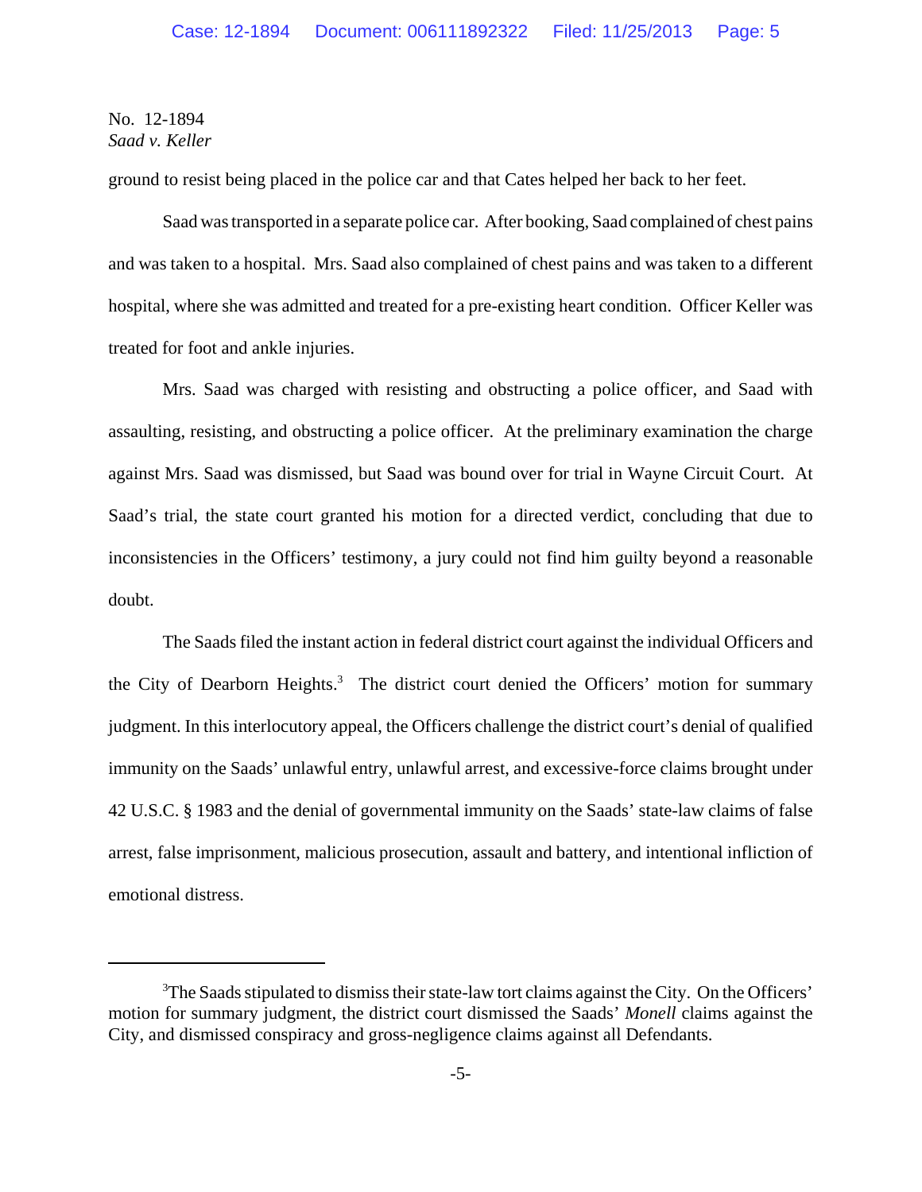ground to resist being placed in the police car and that Cates helped her back to her feet.

Saad was transported in a separate police car. After booking, Saad complained of chest pains and was taken to a hospital. Mrs. Saad also complained of chest pains and was taken to a different hospital, where she was admitted and treated for a pre-existing heart condition. Officer Keller was treated for foot and ankle injuries.

Mrs. Saad was charged with resisting and obstructing a police officer, and Saad with assaulting, resisting, and obstructing a police officer. At the preliminary examination the charge against Mrs. Saad was dismissed, but Saad was bound over for trial in Wayne Circuit Court. At Saad's trial, the state court granted his motion for a directed verdict, concluding that due to inconsistencies in the Officers' testimony, a jury could not find him guilty beyond a reasonable doubt.

The Saads filed the instant action in federal district court against the individual Officers and the City of Dearborn Heights.[3] The district court denied the Officers' motion for summary judgment. In this interlocutory appeal, the Officers challenge the district court's denial of qualified immunity on the Saads' unlawful entry, unlawful arrest, and excessive-force claims brought under 42 U.S.C. § 1983 and the denial of governmental immunity on the Saads' state-law claims of false arrest, false imprisonment, malicious prosecution, assault and battery, and intentional infliction of emotional distress.

---

[3]The Saads stipulated to dismiss their state-law tort claims against the City. On the Officers' motion for summary judgment, the district court dismissed the Saads' *Monell* claims against the City, and dismissed conspiracy and gross-negligence claims against all Defendants.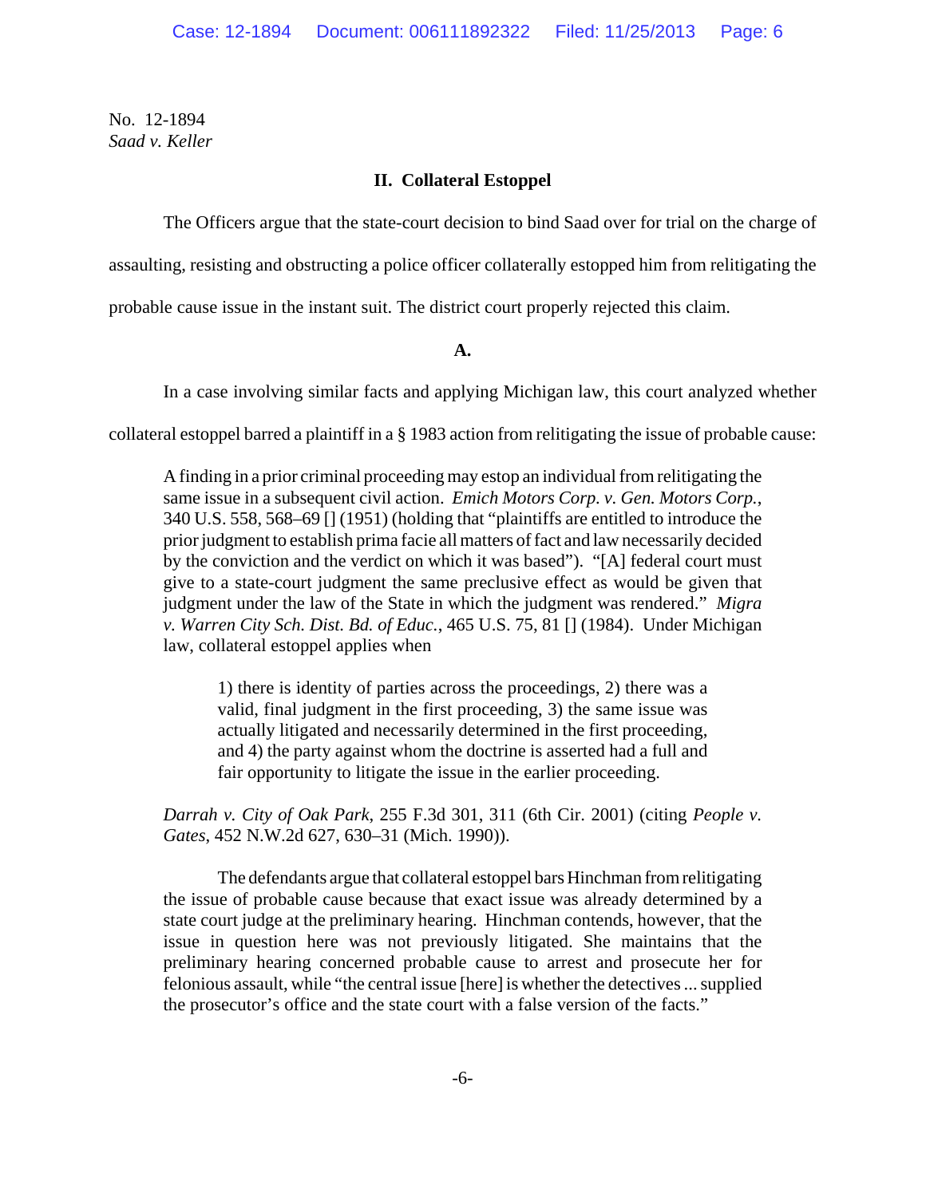No. 12-1894
*Saad v. Keller*

## II. Collateral Estoppel

The Officers argue that the state-court decision to bind Saad over for trial on the charge of assaulting, resisting and obstructing a police officer collaterally estopped him from relitigating the probable cause issue in the instant suit. The district court properly rejected this claim.

### A.

In a case involving similar facts and applying Michigan law, this court analyzed whether collateral estoppel barred a plaintiff in a § 1983 action from relitigating the issue of probable cause:

> A finding in a prior criminal proceeding may estop an individual from relitigating the same issue in a subsequent civil action. *Emich Motors Corp. v. Gen. Motors Corp.*, 340 U.S. 558, 568–69 [] (1951) (holding that "plaintiffs are entitled to introduce the prior judgment to establish prima facie all matters of fact and law necessarily decided by the conviction and the verdict on which it was based"). "[A] federal court must give to a state-court judgment the same preclusive effect as would be given that judgment under the law of the State in which the judgment was rendered." *Migra v. Warren City Sch. Dist. Bd. of Educ.*, 465 U.S. 75, 81 [] (1984). Under Michigan law, collateral estoppel applies when
>
>> 1) there is identity of parties across the proceedings, 2) there was a valid, final judgment in the first proceeding, 3) the same issue was actually litigated and necessarily determined in the first proceeding, and 4) the party against whom the doctrine is asserted had a full and fair opportunity to litigate the issue in the earlier proceeding.
>
> *Darrah v. City of Oak Park*, 255 F.3d 301, 311 (6th Cir. 2001) (citing *People v. Gates*, 452 N.W.2d 627, 630–31 (Mich. 1990)).
>
> The defendants argue that collateral estoppel bars Hinchman from relitigating the issue of probable cause because that exact issue was already determined by a state court judge at the preliminary hearing. Hinchman contends, however, that the issue in question here was not previously litigated. She maintains that the preliminary hearing concerned probable cause to arrest and prosecute her for felonious assault, while "the central issue [here] is whether the detectives ... supplied the prosecutor's office and the state court with a false version of the facts."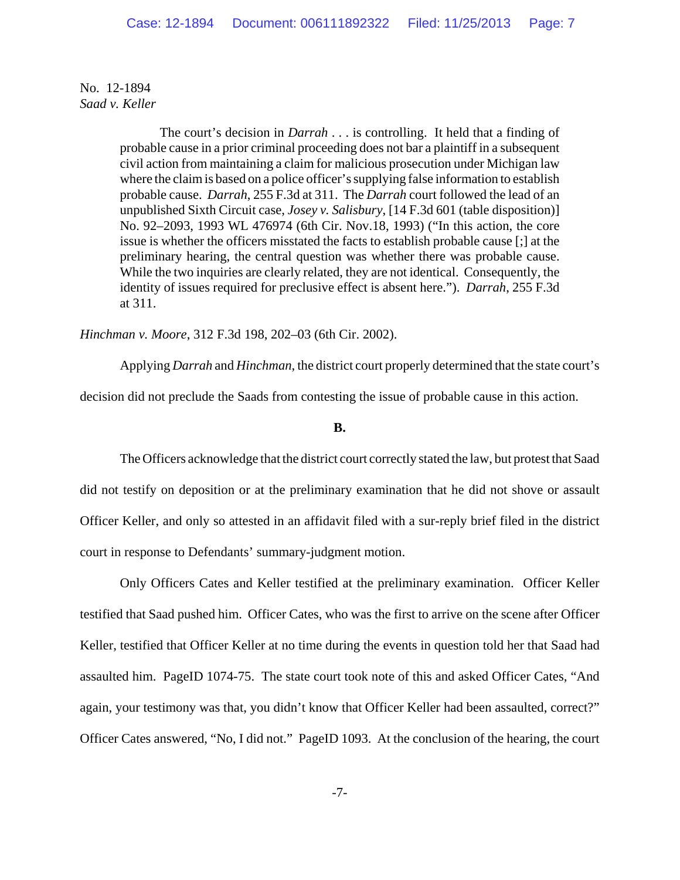No. 12-1894
*Saad v. Keller*

> The court's decision in *Darrah* . . . is controlling. It held that a finding of probable cause in a prior criminal proceeding does not bar a plaintiff in a subsequent civil action from maintaining a claim for malicious prosecution under Michigan law where the claim is based on a police officer's supplying false information to establish probable cause. *Darrah*, 255 F.3d at 311. The *Darrah* court followed the lead of an unpublished Sixth Circuit case, *Josey v. Salisbury*, [14 F.3d 601 (table disposition)] No. 92–2093, 1993 WL 476974 (6th Cir. Nov.18, 1993) ("In this action, the core issue is whether the officers misstated the facts to establish probable cause [;] at the preliminary hearing, the central question was whether there was probable cause. While the two inquiries are clearly related, they are not identical. Consequently, the identity of issues required for preclusive effect is absent here."). *Darrah*, 255 F.3d at 311.

*Hinchman v. Moore*, 312 F.3d 198, 202–03 (6th Cir. 2002).

Applying *Darrah* and *Hinchman*, the district court properly determined that the state court's decision did not preclude the Saads from contesting the issue of probable cause in this action.

**B.**

The Officers acknowledge that the district court correctly stated the law, but protest that Saad did not testify on deposition or at the preliminary examination that he did not shove or assault Officer Keller, and only so attested in an affidavit filed with a sur-reply brief filed in the district court in response to Defendants' summary-judgment motion.

Only Officers Cates and Keller testified at the preliminary examination. Officer Keller testified that Saad pushed him. Officer Cates, who was the first to arrive on the scene after Officer Keller, testified that Officer Keller at no time during the events in question told her that Saad had assaulted him. PageID 1074-75. The state court took note of this and asked Officer Cates, "And again, your testimony was that, you didn't know that Officer Keller had been assaulted, correct?" Officer Cates answered, "No, I did not." PageID 1093. At the conclusion of the hearing, the court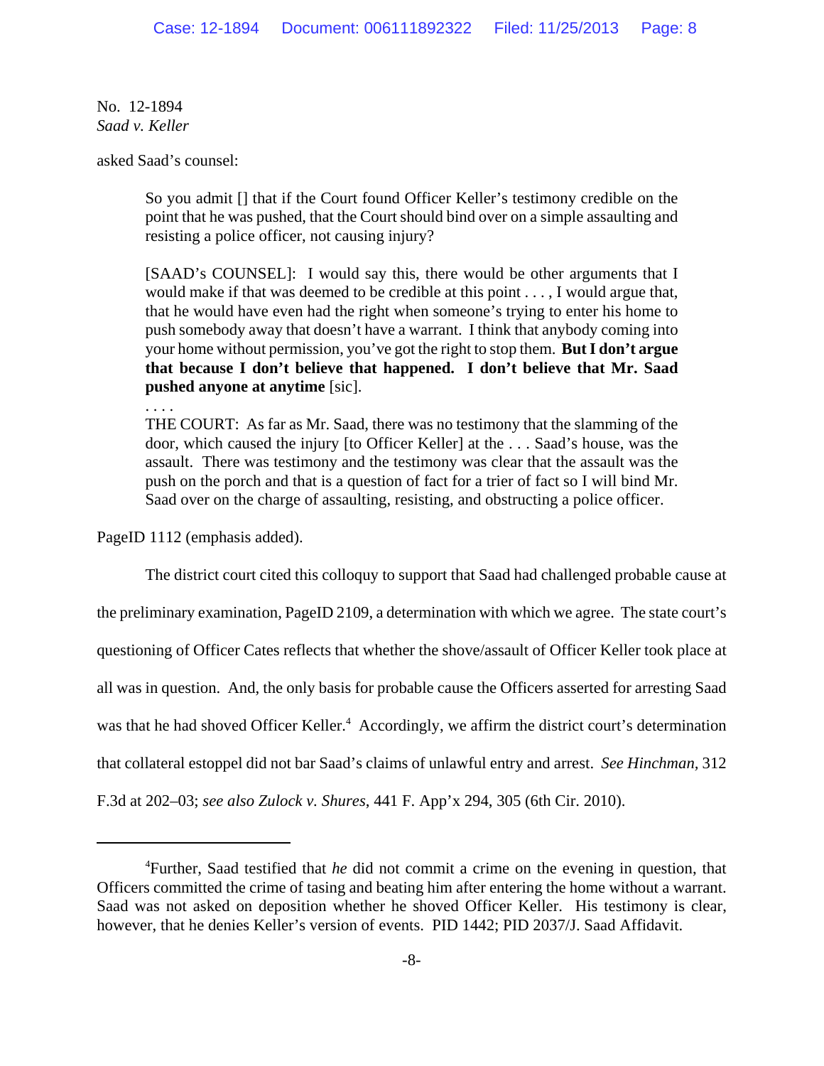No. 12-1894
*Saad v. Keller*

asked Saad's counsel:

> So you admit [] that if the Court found Officer Keller's testimony credible on the point that he was pushed, that the Court should bind over on a simple assaulting and resisting a police officer, not causing injury?
>
> [SAAD'S COUNSEL]: I would say this, there would be other arguments that I would make if that was deemed to be credible at this point . . . , I would argue that, that he would have even had the right when someone's trying to enter his home to push somebody away that doesn't have a warrant. I think that anybody coming into your home without permission, you've got the right to stop them. **But I don't argue that because I don't believe that happened. I don't believe that Mr. Saad pushed anyone at anytime** [sic].
>
> . . . .
>
> THE COURT: As far as Mr. Saad, there was no testimony that the slamming of the door, which caused the injury [to Officer Keller] at the . . . Saad's house, was the assault. There was testimony and the testimony was clear that the assault was the push on the porch and that is a question of fact for a trier of fact so I will bind Mr. Saad over on the charge of assaulting, resisting, and obstructing a police officer.

PageID 1112 (emphasis added).

The district court cited this colloquy to support that Saad had challenged probable cause at the preliminary examination, PageID 2109, a determination with which we agree. The state court's questioning of Officer Cates reflects that whether the shove/assault of Officer Keller took place at all was in question. And, the only basis for probable cause the Officers asserted for arresting Saad was that he had shoved Officer Keller.[4] Accordingly, we affirm the district court's determination that collateral estoppel did not bar Saad's claims of unlawful entry and arrest. *See Hinchman*, 312 F.3d at 202–03; *see also Zulock v. Shures*, 441 F. App'x 294, 305 (6th Cir. 2010).

---

[4]Further, Saad testified that *he* did not commit a crime on the evening in question, that Officers committed the crime of tasing and beating him after entering the home without a warrant. Saad was not asked on deposition whether he shoved Officer Keller. His testimony is clear, however, that he denies Keller's version of events. PID 1442; PID 2037/J. Saad Affidavit.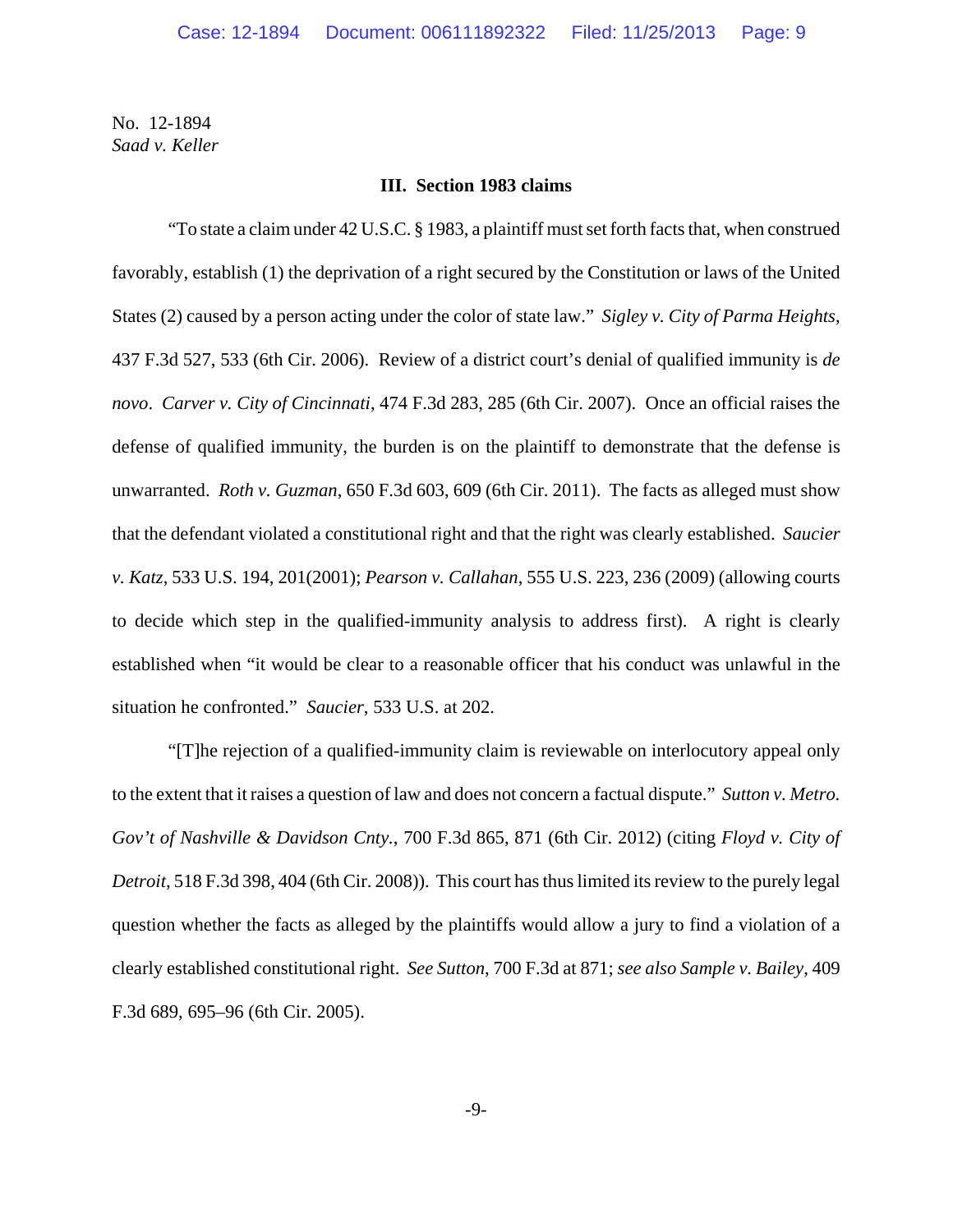### III. Section 1983 claims

"To state a claim under 42 U.S.C. § 1983, a plaintiff must set forth facts that, when construed favorably, establish (1) the deprivation of a right secured by the Constitution or laws of the United States (2) caused by a person acting under the color of state law." *Sigley v. City of Parma Heights*, 437 F.3d 527, 533 (6th Cir. 2006). Review of a district court's denial of qualified immunity is *de novo*. *Carver v. City of Cincinnati*, 474 F.3d 283, 285 (6th Cir. 2007). Once an official raises the defense of qualified immunity, the burden is on the plaintiff to demonstrate that the defense is unwarranted. *Roth v. Guzman*, 650 F.3d 603, 609 (6th Cir. 2011). The facts as alleged must show that the defendant violated a constitutional right and that the right was clearly established. *Saucier v. Katz*, 533 U.S. 194, 201(2001); *Pearson v. Callahan*, 555 U.S. 223, 236 (2009) (allowing courts to decide which step in the qualified-immunity analysis to address first). A right is clearly established when "it would be clear to a reasonable officer that his conduct was unlawful in the situation he confronted." *Saucier*, 533 U.S. at 202.

"[T]he rejection of a qualified-immunity claim is reviewable on interlocutory appeal only to the extent that it raises a question of law and does not concern a factual dispute." *Sutton v. Metro. Gov't of Nashville & Davidson Cnty.*, 700 F.3d 865, 871 (6th Cir. 2012) (citing *Floyd v. City of Detroit*, 518 F.3d 398, 404 (6th Cir. 2008)). This court has thus limited its review to the purely legal question whether the facts as alleged by the plaintiffs would allow a jury to find a violation of a clearly established constitutional right. *See Sutton*, 700 F.3d at 871; *see also Sample v. Bailey*, 409 F.3d 689, 695–96 (6th Cir. 2005).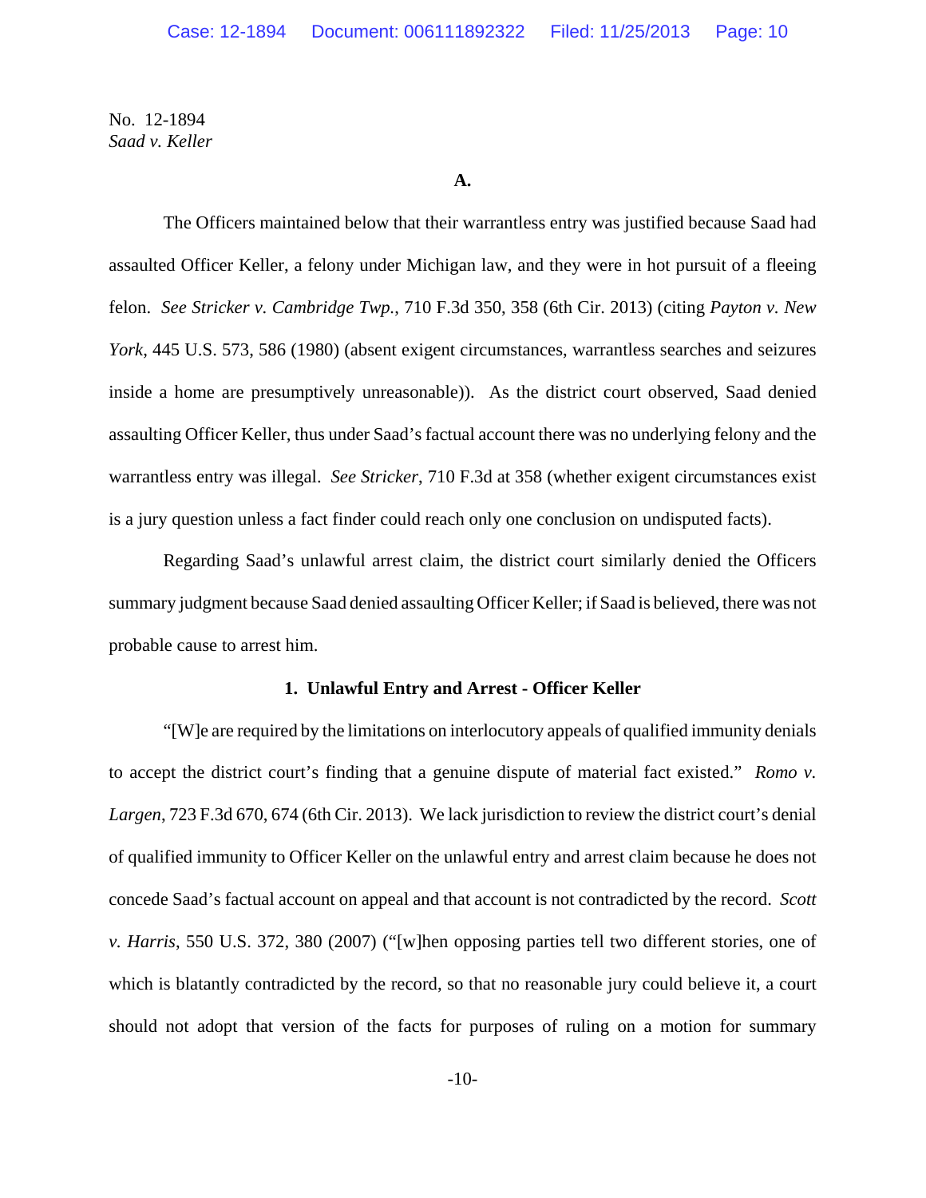No. 12-1894
*Saad v. Keller*

**A.**

The Officers maintained below that their warrantless entry was justified because Saad had assaulted Officer Keller, a felony under Michigan law, and they were in hot pursuit of a fleeing felon. *See Stricker v. Cambridge Twp.*, 710 F.3d 350, 358 (6th Cir. 2013) (citing *Payton v. New York*, 445 U.S. 573, 586 (1980) (absent exigent circumstances, warrantless searches and seizures inside a home are presumptively unreasonable)). As the district court observed, Saad denied assaulting Officer Keller, thus under Saad's factual account there was no underlying felony and the warrantless entry was illegal. *See Stricker*, 710 F.3d at 358 (whether exigent circumstances exist is a jury question unless a fact finder could reach only one conclusion on undisputed facts).

Regarding Saad's unlawful arrest claim, the district court similarly denied the Officers summary judgment because Saad denied assaulting Officer Keller; if Saad is believed, there was not probable cause to arrest him.

**1. Unlawful Entry and Arrest - Officer Keller**

"[W]e are required by the limitations on interlocutory appeals of qualified immunity denials to accept the district court's finding that a genuine dispute of material fact existed." *Romo v. Largen*, 723 F.3d 670, 674 (6th Cir. 2013). We lack jurisdiction to review the district court's denial of qualified immunity to Officer Keller on the unlawful entry and arrest claim because he does not concede Saad's factual account on appeal and that account is not contradicted by the record. *Scott v. Harris*, 550 U.S. 372, 380 (2007) ("[w]hen opposing parties tell two different stories, one of which is blatantly contradicted by the record, so that no reasonable jury could believe it, a court should not adopt that version of the facts for purposes of ruling on a motion for summary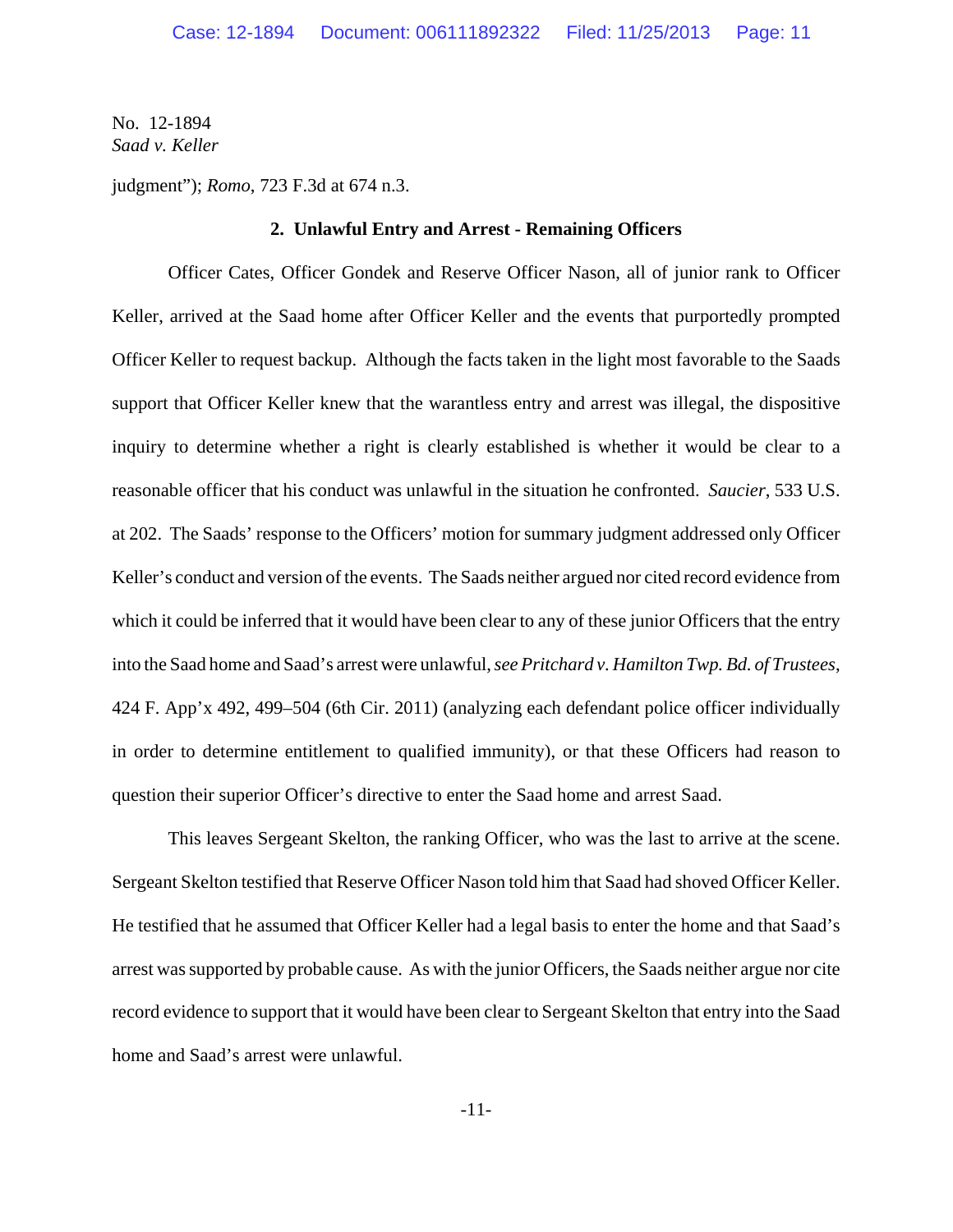judgment"); *Romo*, 723 F.3d at 674 n.3.

**2. Unlawful Entry and Arrest - Remaining Officers**

Officer Cates, Officer Gondek and Reserve Officer Nason, all of junior rank to Officer Keller, arrived at the Saad home after Officer Keller and the events that purportedly prompted Officer Keller to request backup. Although the facts taken in the light most favorable to the Saads support that Officer Keller knew that the warantless entry and arrest was illegal, the dispositive inquiry to determine whether a right is clearly established is whether it would be clear to a reasonable officer that his conduct was unlawful in the situation he confronted. *Saucier*, 533 U.S. at 202. The Saads' response to the Officers' motion for summary judgment addressed only Officer Keller's conduct and version of the events. The Saads neither argued nor cited record evidence from which it could be inferred that it would have been clear to any of these junior Officers that the entry into the Saad home and Saad's arrest were unlawful, *see Pritchard v. Hamilton Twp. Bd. of Trustees*, 424 F. App'x 492, 499–504 (6th Cir. 2011) (analyzing each defendant police officer individually in order to determine entitlement to qualified immunity), or that these Officers had reason to question their superior Officer's directive to enter the Saad home and arrest Saad.

This leaves Sergeant Skelton, the ranking Officer, who was the last to arrive at the scene. Sergeant Skelton testified that Reserve Officer Nason told him that Saad had shoved Officer Keller. He testified that he assumed that Officer Keller had a legal basis to enter the home and that Saad's arrest was supported by probable cause. As with the junior Officers, the Saads neither argue nor cite record evidence to support that it would have been clear to Sergeant Skelton that entry into the Saad home and Saad's arrest were unlawful.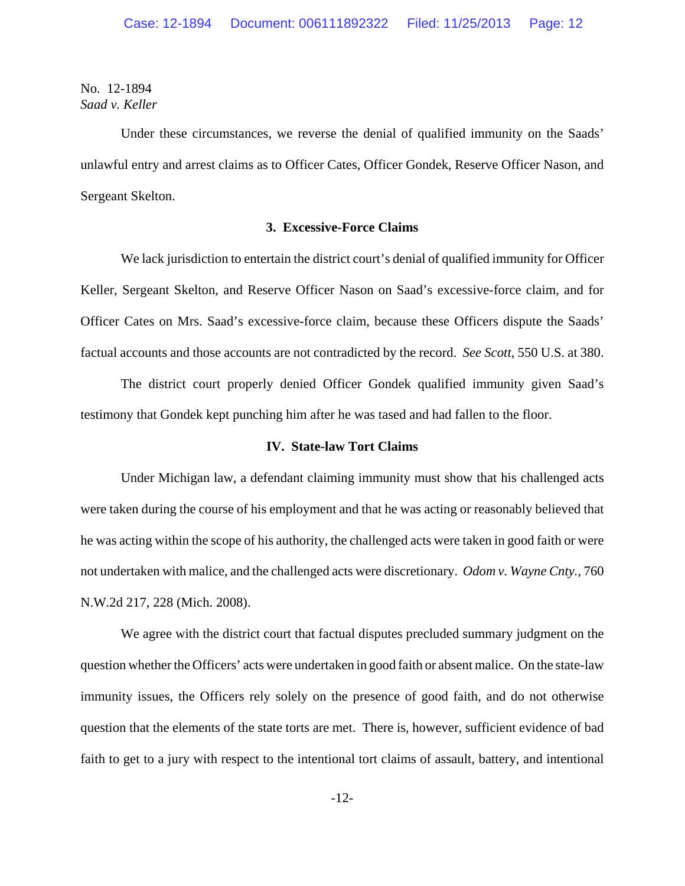No. 12-1894
*Saad v. Keller*

Under these circumstances, we reverse the denial of qualified immunity on the Saads' unlawful entry and arrest claims as to Officer Cates, Officer Gondek, Reserve Officer Nason, and Sergeant Skelton.

### 3. Excessive-Force Claims

We lack jurisdiction to entertain the district court's denial of qualified immunity for Officer Keller, Sergeant Skelton, and Reserve Officer Nason on Saad's excessive-force claim, and for Officer Cates on Mrs. Saad's excessive-force claim, because these Officers dispute the Saads' factual accounts and those accounts are not contradicted by the record. *See Scott*, 550 U.S. at 380.

The district court properly denied Officer Gondek qualified immunity given Saad's testimony that Gondek kept punching him after he was tased and had fallen to the floor.

## IV. State-law Tort Claims

Under Michigan law, a defendant claiming immunity must show that his challenged acts were taken during the course of his employment and that he was acting or reasonably believed that he was acting within the scope of his authority, the challenged acts were taken in good faith or were not undertaken with malice, and the challenged acts were discretionary. *Odom v. Wayne Cnty.*, 760 N.W.2d 217, 228 (Mich. 2008).

We agree with the district court that factual disputes precluded summary judgment on the question whether the Officers' acts were undertaken in good faith or absent malice. On the state-law immunity issues, the Officers rely solely on the presence of good faith, and do not otherwise question that the elements of the state torts are met. There is, however, sufficient evidence of bad faith to get to a jury with respect to the intentional tort claims of assault, battery, and intentional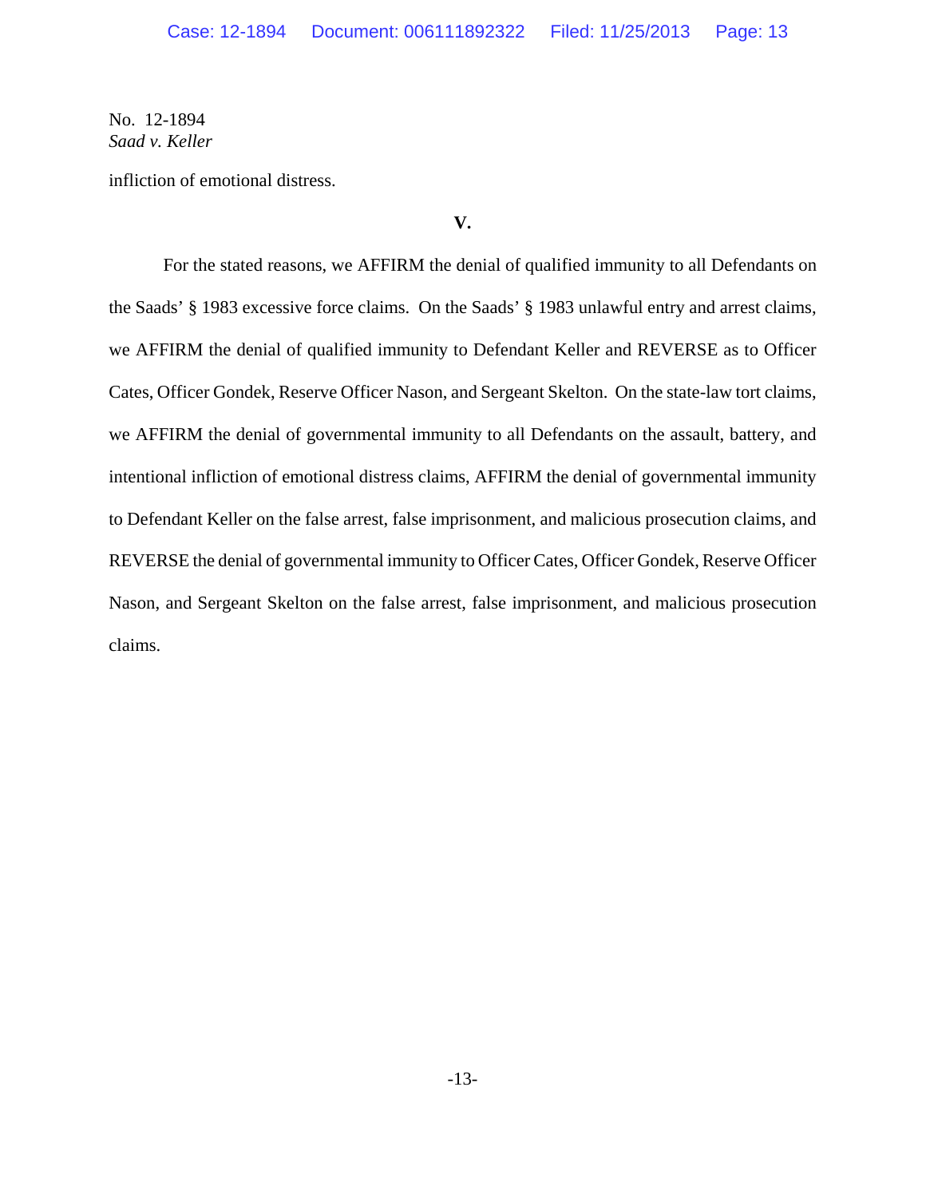infliction of emotional distress.

## V.

For the stated reasons, we AFFIRM the denial of qualified immunity to all Defendants on the Saads' § 1983 excessive force claims. On the Saads' § 1983 unlawful entry and arrest claims, we AFFIRM the denial of qualified immunity to Defendant Keller and REVERSE as to Officer Cates, Officer Gondek, Reserve Officer Nason, and Sergeant Skelton. On the state-law tort claims, we AFFIRM the denial of governmental immunity to all Defendants on the assault, battery, and intentional infliction of emotional distress claims, AFFIRM the denial of governmental immunity to Defendant Keller on the false arrest, false imprisonment, and malicious prosecution claims, and REVERSE the denial of governmental immunity to Officer Cates, Officer Gondek, Reserve Officer Nason, and Sergeant Skelton on the false arrest, false imprisonment, and malicious prosecution claims.